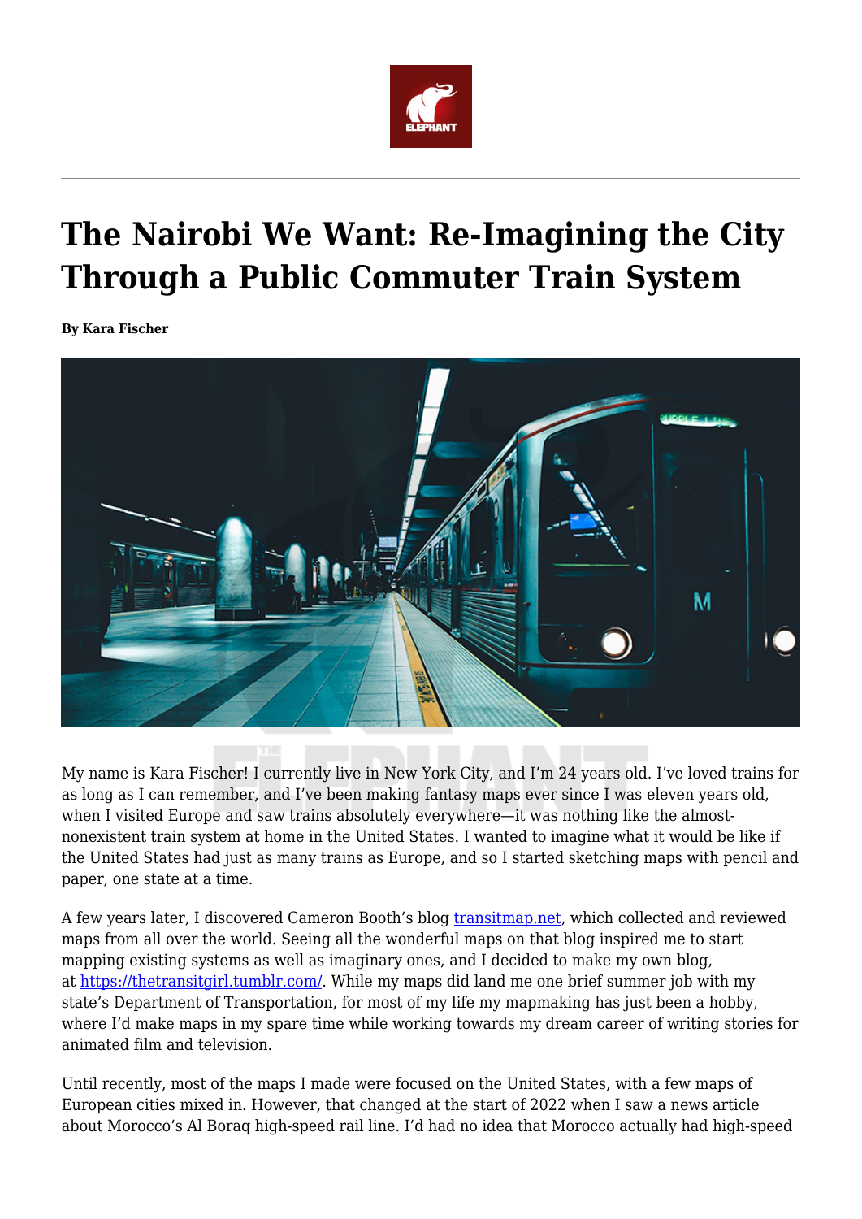# The Nairobi We Want: Re-Imagining the City Through a Public Commuter Train System

**By Kara Fischer**

My name is Kara Fischer! I currently live in New York City, and I'm 24 years old. I've loved trains for as long as I can remember, and I've been making fantasy maps ever since I was eleven years old, when I visited Europe and saw trains absolutely everywhere—it was nothing like the almost-nonexistent train system at home in the United States. I wanted to imagine what it would be like if the United States had just as many trains as Europe, and so I started sketching maps with pencil and paper, one state at a time.

A few years later, I discovered Cameron Booth's blog [transitmap.net](transitmap.net), which collected and reviewed maps from all over the world. Seeing all the wonderful maps on that blog inspired me to start mapping existing systems as well as imaginary ones, and I decided to make my own blog, at [https://thetransitgirl.tumblr.com/](https://thetransitgirl.tumblr.com/). While my maps did land me one brief summer job with my state's Department of Transportation, for most of my life my mapmaking has just been a hobby, where I'd make maps in my spare time while working towards my dream career of writing stories for animated film and television.

Until recently, most of the maps I made were focused on the United States, with a few maps of European cities mixed in. However, that changed at the start of 2022 when I saw a news article about Morocco's Al Boraq high-speed rail line. I'd had no idea that Morocco actually had high-speed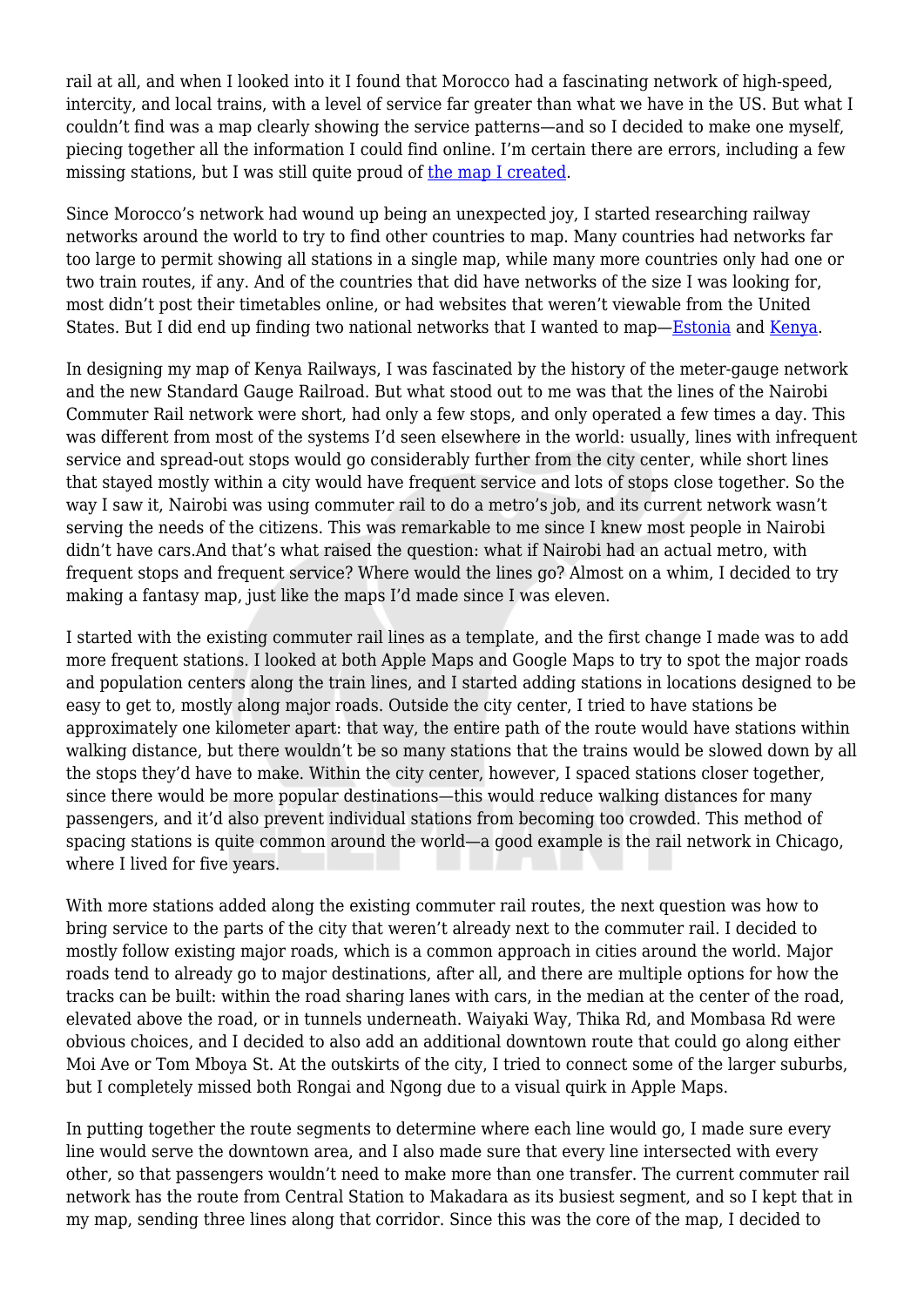rail at all, and when I looked into it I found that Morocco had a fascinating network of high-speed, intercity, and local trains, with a level of service far greater than what we have in the US. But what I couldn't find was a map clearly showing the service patterns—and so I decided to make one myself, piecing together all the information I could find online. I'm certain there are errors, including a few missing stations, but I was still quite proud of [the map I created](#).

Since Morocco's network had wound up being an unexpected joy, I started researching railway networks around the world to try to find other countries to map. Many countries had networks far too large to permit showing all stations in a single map, while many more countries only had one or two train routes, if any. And of the countries that did have networks of the size I was looking for, most didn't post their timetables online, or had websites that weren't viewable from the United States. But I did end up finding two national networks that I wanted to map—[Estonia](#) and [Kenya](#).

In designing my map of Kenya Railways, I was fascinated by the history of the meter-gauge network and the new Standard Gauge Railroad. But what stood out to me was that the lines of the Nairobi Commuter Rail network were short, had only a few stops, and only operated a few times a day. This was different from most of the systems I'd seen elsewhere in the world: usually, lines with infrequent service and spread-out stops would go considerably further from the city center, while short lines that stayed mostly within a city would have frequent service and lots of stops close together. So the way I saw it, Nairobi was using commuter rail to do a metro's job, and its current network wasn't serving the needs of the citizens. This was remarkable to me since I knew most people in Nairobi didn't have cars.And that's what raised the question: what if Nairobi had an actual metro, with frequent stops and frequent service? Where would the lines go? Almost on a whim, I decided to try making a fantasy map, just like the maps I'd made since I was eleven.

I started with the existing commuter rail lines as a template, and the first change I made was to add more frequent stations. I looked at both Apple Maps and Google Maps to try to spot the major roads and population centers along the train lines, and I started adding stations in locations designed to be easy to get to, mostly along major roads. Outside the city center, I tried to have stations be approximately one kilometer apart: that way, the entire path of the route would have stations within walking distance, but there wouldn't be so many stations that the trains would be slowed down by all the stops they'd have to make. Within the city center, however, I spaced stations closer together, since there would be more popular destinations—this would reduce walking distances for many passengers, and it'd also prevent individual stations from becoming too crowded. This method of spacing stations is quite common around the world—a good example is the rail network in Chicago, where I lived for five years.

With more stations added along the existing commuter rail routes, the next question was how to bring service to the parts of the city that weren't already next to the commuter rail. I decided to mostly follow existing major roads, which is a common approach in cities around the world. Major roads tend to already go to major destinations, after all, and there are multiple options for how the tracks can be built: within the road sharing lanes with cars, in the median at the center of the road, elevated above the road, or in tunnels underneath. Waiyaki Way, Thika Rd, and Mombasa Rd were obvious choices, and I decided to also add an additional downtown route that could go along either Moi Ave or Tom Mboya St. At the outskirts of the city, I tried to connect some of the larger suburbs, but I completely missed both Rongai and Ngong due to a visual quirk in Apple Maps.

In putting together the route segments to determine where each line would go, I made sure every line would serve the downtown area, and I also made sure that every line intersected with every other, so that passengers wouldn't need to make more than one transfer. The current commuter rail network has the route from Central Station to Makadara as its busiest segment, and so I kept that in my map, sending three lines along that corridor. Since this was the core of the map, I decided to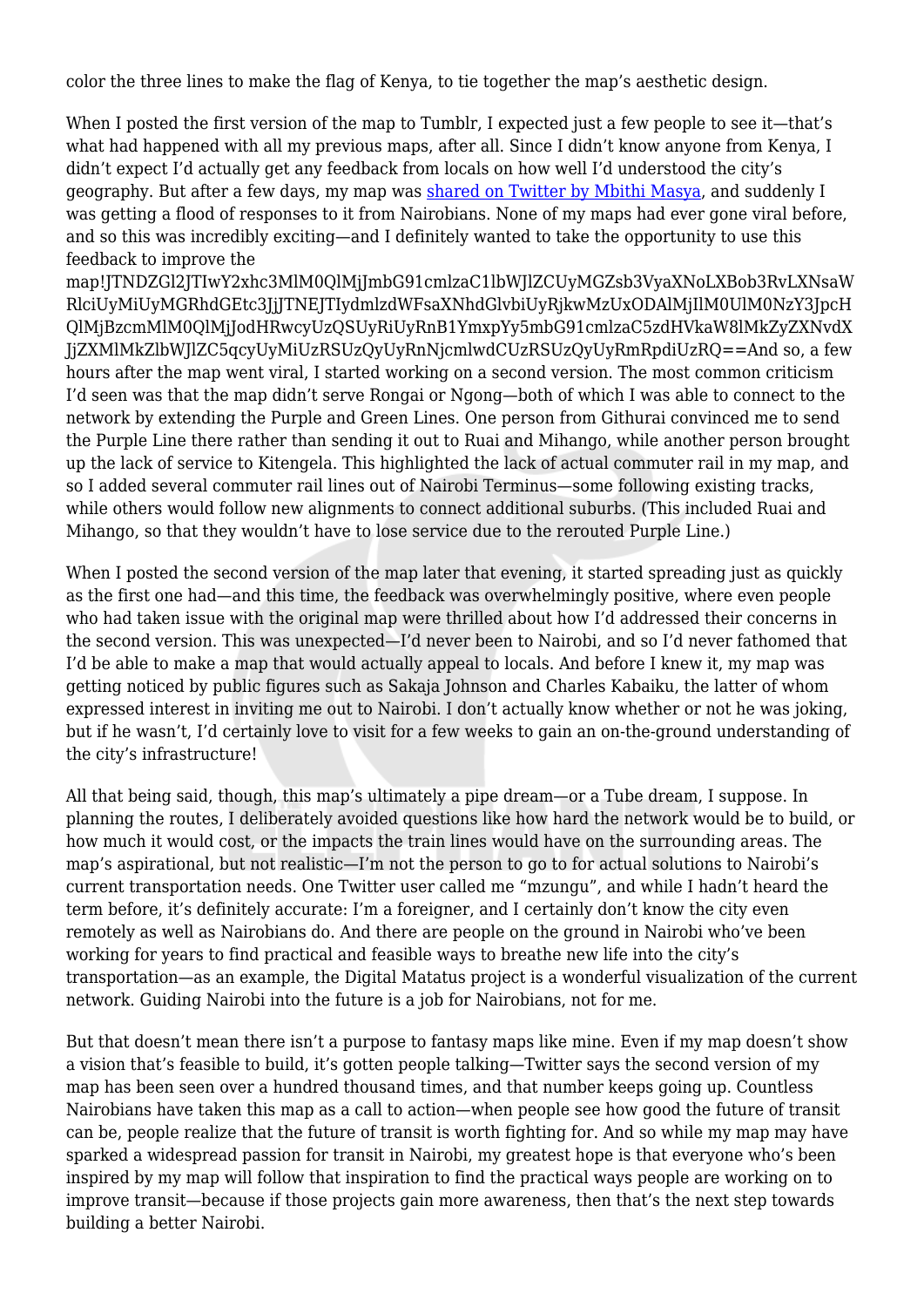color the three lines to make the flag of Kenya, to tie together the map's aesthetic design.

When I posted the first version of the map to Tumblr, I expected just a few people to see it—that's what had happened with all my previous maps, after all. Since I didn't know anyone from Kenya, I didn't expect I'd actually get any feedback from locals on how well I'd understood the city's geography. But after a few days, my map was shared on Twitter by Mbithi Masya, and suddenly I was getting a flood of responses to it from Nairobians. None of my maps had ever gone viral before, and so this was incredibly exciting—and I definitely wanted to take the opportunity to use this feedback to improve the map!JTNDZGl2JTIwY2xhc3MlM0QlMjJmbG91cmlzaC1lbWJlZCUyMGZsb3VyaXNoLXBob3RvLXNsaWRlciUyMiUyMGRhdGEtc3JjJTNEJTIydmlzdWFsaXNhdGlvbiUyRjkwMzUxODAlMjIlM0UlM0NzY3JpcHQlMjBzcmMlM0QlMjJodHRwcyUzQSUyRiUyRnB1YmxpYy5mbG91cmlzaC5zdHVkaW8lMkZyZXNvdXJjZXMlMkZlbWJlZC5qcyUyMiUzRSUzQyUyRnNjcmlwdCUzRSUzQyUyRmRpdiUzRQ==And so, a few hours after the map went viral, I started working on a second version. The most common criticism I'd seen was that the map didn't serve Rongai or Ngong—both of which I was able to connect to the network by extending the Purple and Green Lines. One person from Githurai convinced me to send the Purple Line there rather than sending it out to Ruai and Mihango, while another person brought up the lack of service to Kitengela. This highlighted the lack of actual commuter rail in my map, and so I added several commuter rail lines out of Nairobi Terminus—some following existing tracks, while others would follow new alignments to connect additional suburbs. (This included Ruai and Mihango, so that they wouldn't have to lose service due to the rerouted Purple Line.)

When I posted the second version of the map later that evening, it started spreading just as quickly as the first one had—and this time, the feedback was overwhelmingly positive, where even people who had taken issue with the original map were thrilled about how I'd addressed their concerns in the second version. This was unexpected—I'd never been to Nairobi, and so I'd never fathomed that I'd be able to make a map that would actually appeal to locals. And before I knew it, my map was getting noticed by public figures such as Sakaja Johnson and Charles Kabaiku, the latter of whom expressed interest in inviting me out to Nairobi. I don't actually know whether or not he was joking, but if he wasn't, I'd certainly love to visit for a few weeks to gain an on-the-ground understanding of the city's infrastructure!

All that being said, though, this map's ultimately a pipe dream—or a Tube dream, I suppose. In planning the routes, I deliberately avoided questions like how hard the network would be to build, or how much it would cost, or the impacts the train lines would have on the surrounding areas. The map's aspirational, but not realistic—I'm not the person to go to for actual solutions to Nairobi's current transportation needs. One Twitter user called me "mzungu", and while I hadn't heard the term before, it's definitely accurate: I'm a foreigner, and I certainly don't know the city even remotely as well as Nairobians do. And there are people on the ground in Nairobi who've been working for years to find practical and feasible ways to breathe new life into the city's transportation—as an example, the Digital Matatus project is a wonderful visualization of the current network. Guiding Nairobi into the future is a job for Nairobians, not for me.

But that doesn't mean there isn't a purpose to fantasy maps like mine. Even if my map doesn't show a vision that's feasible to build, it's gotten people talking—Twitter says the second version of my map has been seen over a hundred thousand times, and that number keeps going up. Countless Nairobians have taken this map as a call to action—when people see how good the future of transit can be, people realize that the future of transit is worth fighting for. And so while my map may have sparked a widespread passion for transit in Nairobi, my greatest hope is that everyone who's been inspired by my map will follow that inspiration to find the practical ways people are working on to improve transit—because if those projects gain more awareness, then that's the next step towards building a better Nairobi.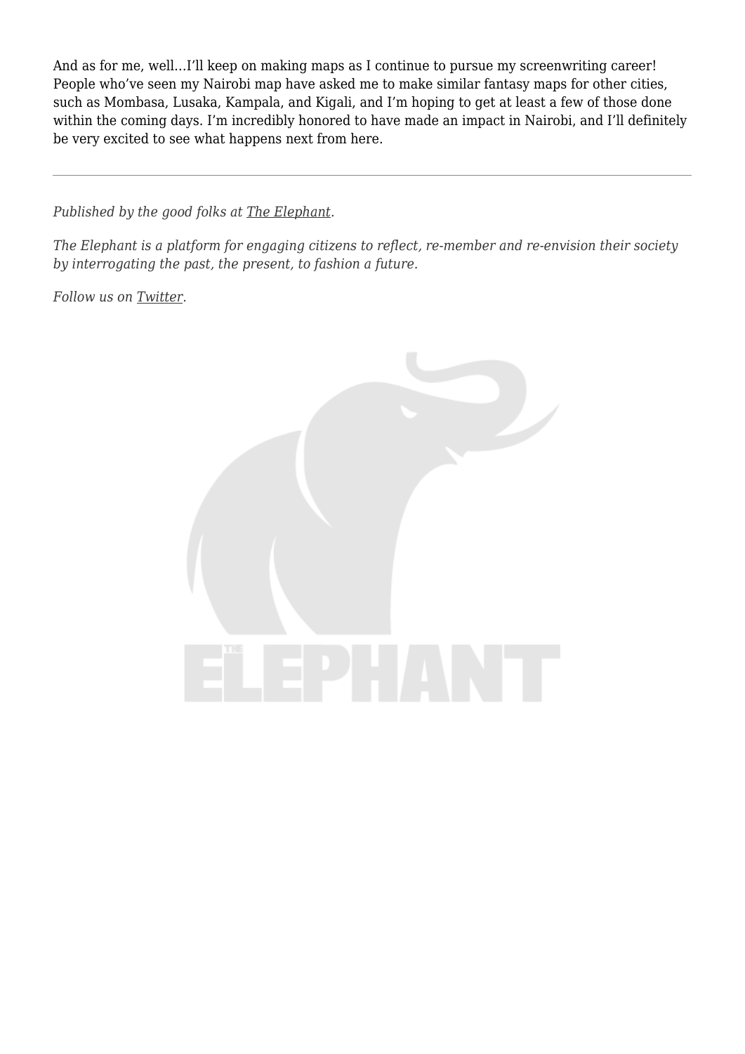And as for me, well…I'll keep on making maps as I continue to pursue my screenwriting career! People who've seen my Nairobi map have asked me to make similar fantasy maps for other cities, such as Mombasa, Lusaka, Kampala, and Kigali, and I'm hoping to get at least a few of those done within the coming days. I'm incredibly honored to have made an impact in Nairobi, and I'll definitely be very excited to see what happens next from here.

---

*Published by the good folks at The Elephant.*

*The Elephant is a platform for engaging citizens to reflect, re-member and re-envision their society by interrogating the past, the present, to fashion a future.*

*Follow us on Twitter.*